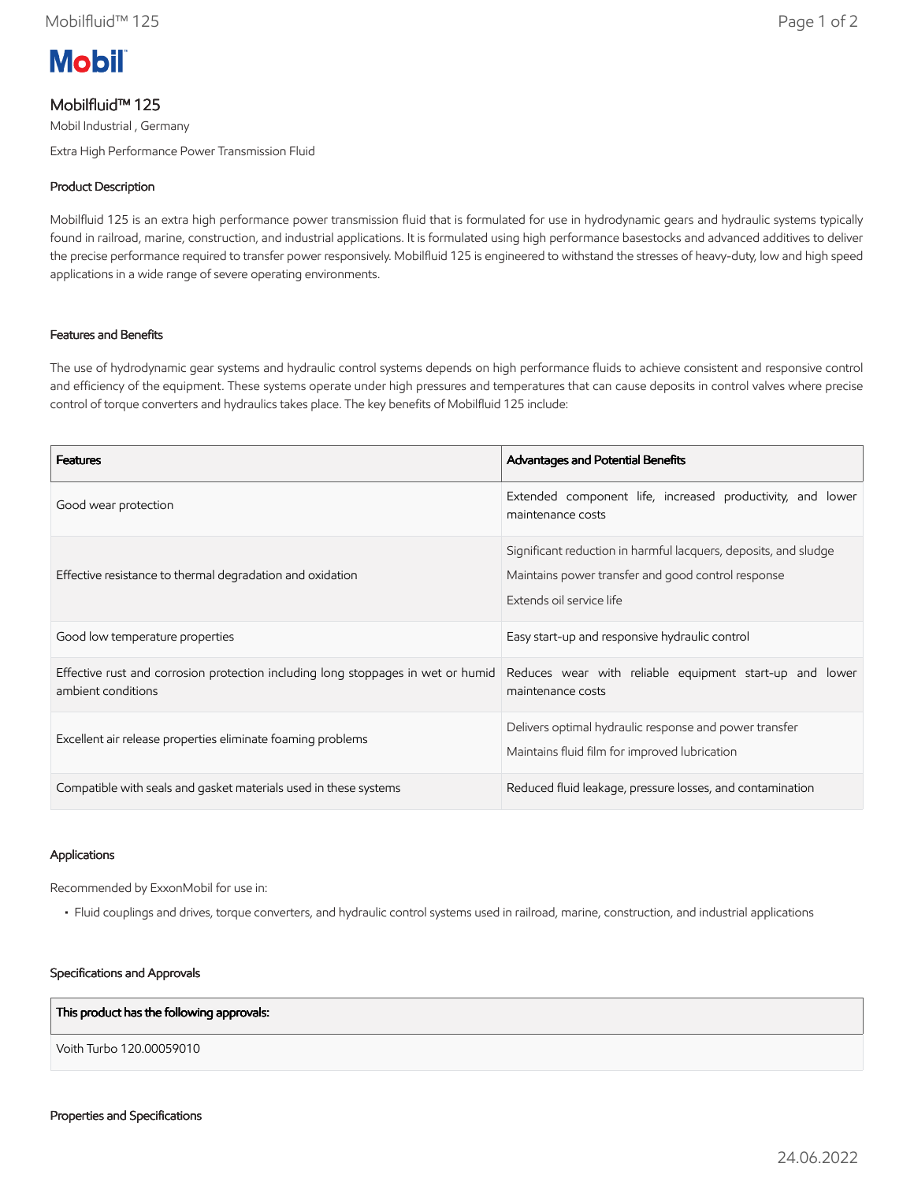# Mobil

## Mobilfluid™ 125

Mobil Industrial , Germany

Extra High Performance Power Transmission Fluid

### Product Description

Mobilfluid 125 is an extra high performance power transmission fluid that is formulated for use in hydrodynamic gears and hydraulic systems typically found in railroad, marine, construction, and industrial applications. It is formulated using high performance basestocks and advanced additives to deliver the precise performance required to transfer power responsively. Mobilfluid 125 is engineered to withstand the stresses of heavy-duty, low and high speed applications in a wide range of severe operating environments.

### Features and Benefits

The use of hydrodynamic gear systems and hydraulic control systems depends on high performance fluids to achieve consistent and responsive control and efficiency of the equipment. These systems operate under high pressures and temperatures that can cause deposits in control valves where precise control of torque converters and hydraulics takes place. The key benefits of Mobilfluid 125 include:

| Features | Advantages and Potential Benefits |
|---|---|
| Good wear protection | Extended component life, increased productivity, and lower maintenance costs |
| Effective resistance to thermal degradation and oxidation | Significant reduction in harmful lacquers, deposits, and sludge<br>Maintains power transfer and good control response<br>Extends oil service life |
| Good low temperature properties | Easy start-up and responsive hydraulic control |
| Effective rust and corrosion protection including long stoppages in wet or humid ambient conditions | Reduces wear with reliable equipment start-up and lower maintenance costs |
| Excellent air release properties eliminate foaming problems | Delivers optimal hydraulic response and power transfer<br>Maintains fluid film for improved lubrication |
| Compatible with seals and gasket materials used in these systems | Reduced fluid leakage, pressure losses, and contamination |

### Applications

Recommended by ExxonMobil for use in:

- Fluid couplings and drives, torque converters, and hydraulic control systems used in railroad, marine, construction, and industrial applications

### Specifications and Approvals

| This product has the following approvals: |
|---|
| Voith Turbo 120.00059010 |

### Properties and Specifications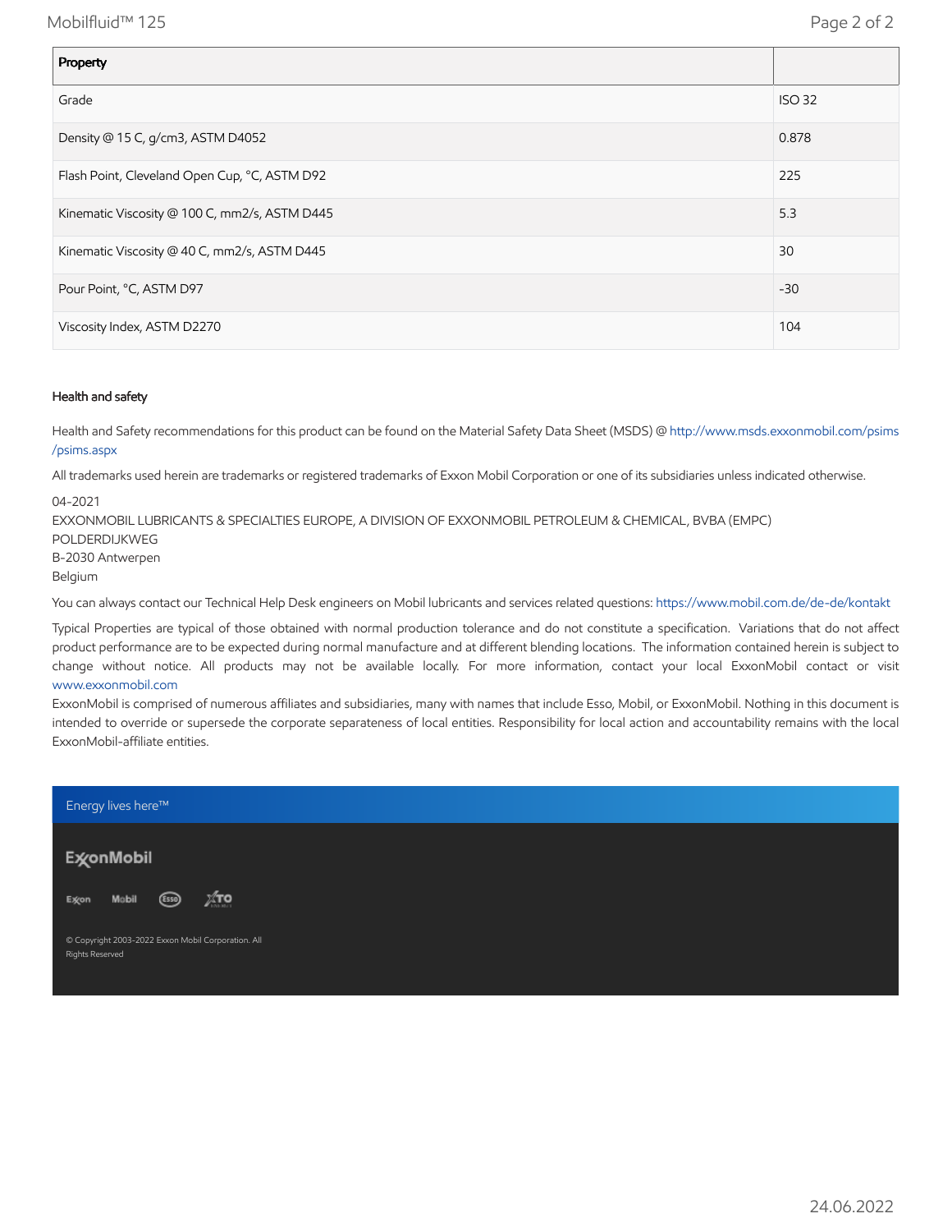| Property | |
|---|---|
| Grade | ISO 32 |
| Density @ 15 C, g/cm3, ASTM D4052 | 0.878 |
| Flash Point, Cleveland Open Cup, °C, ASTM D92 | 225 |
| Kinematic Viscosity @ 100 C, mm2/s, ASTM D445 | 5.3 |
| Kinematic Viscosity @ 40 C, mm2/s, ASTM D445 | 30 |
| Pour Point, °C, ASTM D97 | -30 |
| Viscosity Index, ASTM D2270 | 104 |

#### Health and safety

Health and Safety recommendations for this product can be found on the Material Safety Data Sheet (MSDS) @ http://www.msds.exxonmobil.com/psims/psims.aspx

All trademarks used herein are trademarks or registered trademarks of Exxon Mobil Corporation or one of its subsidiaries unless indicated otherwise.

04-2021
EXXONMOBIL LUBRICANTS & SPECIALTIES EUROPE, A DIVISION OF EXXONMOBIL PETROLEUM & CHEMICAL, BVBA (EMPC)
POLDERDIJKWEG
B-2030 Antwerpen
Belgium

You can always contact our Technical Help Desk engineers on Mobil lubricants and services related questions: https://www.mobil.com.de/de-de/kontakt

Typical Properties are typical of those obtained with normal production tolerance and do not constitute a specification. Variations that do not affect product performance are to be expected during normal manufacture and at different blending locations. The information contained herein is subject to change without notice. All products may not be available locally. For more information, contact your local ExxonMobil contact or visit www.exxonmobil.com

ExxonMobil is comprised of numerous affiliates and subsidiaries, many with names that include Esso, Mobil, or ExxonMobil. Nothing in this document is intended to override or supersede the corporate separateness of local entities. Responsibility for local action and accountability remains with the local ExxonMobil-affiliate entities.

Energy lives here™

ExxonMobil

Exxon Mobil Esso XTO

© Copyright 2003-2022 Exxon Mobil Corporation. All Rights Reserved

24.06.2022